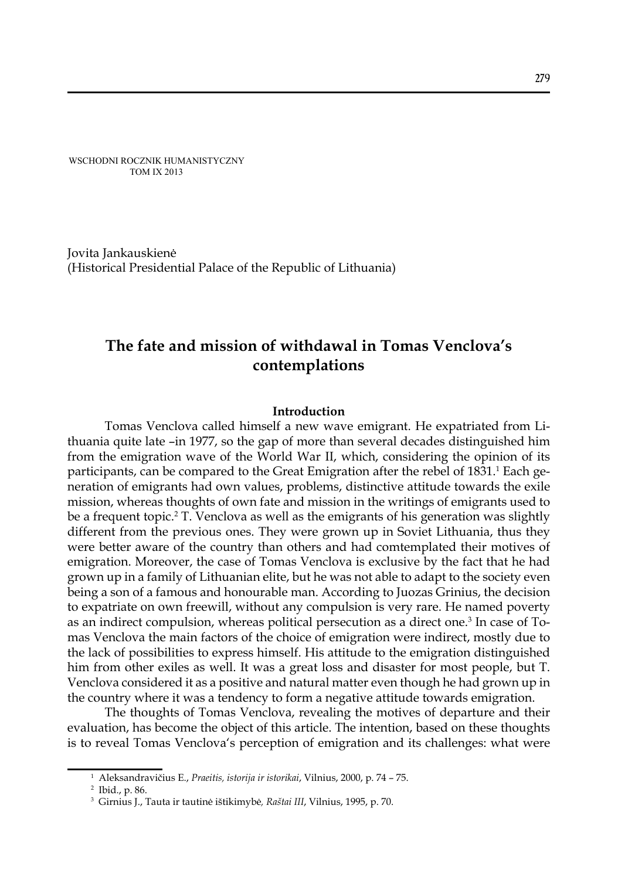WSCHODNI ROCZNIK HUMANISTYCZNY
TOM IX 2013

Jovita Jankauskienė
(Historical Presidential Palace of the Republic of Lithuania)

# The fate and mission of withdawal in Tomas Venclova's contemplations

## Introduction

Tomas Venclova called himself a new wave emigrant. He expatriated from Lithuania quite late –in 1977, so the gap of more than several decades distinguished him from the emigration wave of the World War II, which, considering the opinion of its participants, can be compared to the Great Emigration after the rebel of 1831.[1] Each generation of emigrants had own values, problems, distinctive attitude towards the exile mission, whereas thoughts of own fate and mission in the writings of emigrants used to be a frequent topic.[2] T. Venclova as well as the emigrants of his generation was slightly different from the previous ones. They were grown up in Soviet Lithuania, thus they were better aware of the country than others and had comtemplated their motives of emigration. Moreover, the case of Tomas Venclova is exclusive by the fact that he had grown up in a family of Lithuanian elite, but he was not able to adapt to the society even being a son of a famous and honourable man. According to Juozas Grinius, the decision to expatriate on own freewill, without any compulsion is very rare. He named poverty as an indirect compulsion, whereas political persecution as a direct one.[3] In case of Tomas Venclova the main factors of the choice of emigration were indirect, mostly due to the lack of possibilities to express himself. His attitude to the emigration distinguished him from other exiles as well. It was a great loss and disaster for most people, but T. Venclova considered it as a positive and natural matter even though he had grown up in the country where it was a tendency to form a negative attitude towards emigration.

The thoughts of Tomas Venclova, revealing the motives of departure and their evaluation, has become the object of this article. The intention, based on these thoughts is to reveal Tomas Venclova's perception of emigration and its challenges: what were

---

[1] Aleksandravičius E., *Praeitis, istorija ir istorikai*, Vilnius, 2000, p. 74 – 75.

[2] Ibid., p. 86.

[3] Girnius J., Tauta ir tautinė ištikimybė*, Raštai III*, Vilnius, 1995, p. 70.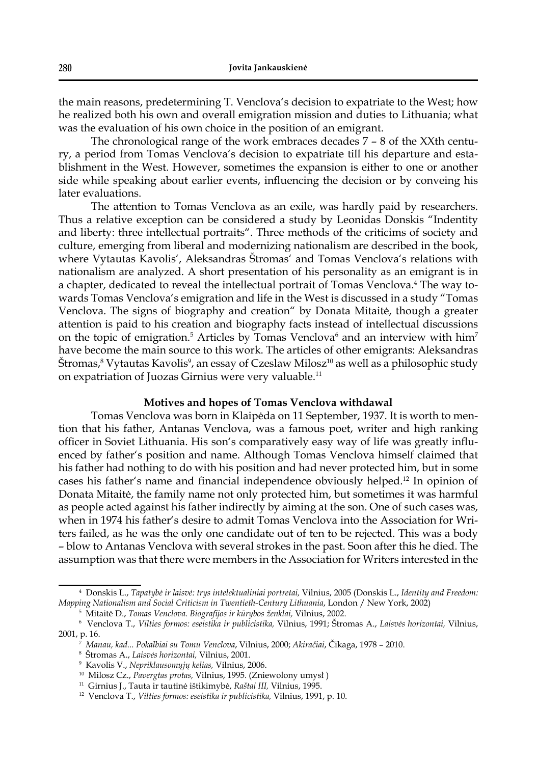the main reasons, predetermining T. Venclova's decision to expatriate to the West; how he realized both his own and overall emigration mission and duties to Lithuania; what was the evaluation of his own choice in the position of an emigrant.

The chronological range of the work embraces decades 7 – 8 of the XXth century, a period from Tomas Venclova's decision to expatriate till his departure and establishment in the West. However, sometimes the expansion is either to one or another side while speaking about earlier events, influencing the decision or by conveing his later evaluations.

The attention to Tomas Venclova as an exile, was hardly paid by researchers. Thus a relative exception can be considered a study by Leonidas Donskis "Indentity and liberty: three intellectual portraits". Three methods of the criticims of society and culture, emerging from liberal and modernizing nationalism are described in the book, where Vytautas Kavolis', Aleksandras Štromas' and Tomas Venclova's relations with nationalism are analyzed. A short presentation of his personality as an emigrant is in a chapter, dedicated to reveal the intellectual portrait of Tomas Venclova.[4] The way towards Tomas Venclova's emigration and life in the West is discussed in a study "Tomas Venclova. The signs of biography and creation" by Donata Mitaitė, though a greater attention is paid to his creation and biography facts instead of intellectual discussions on the topic of emigration.[5] Articles by Tomas Venclova[6] and an interview with him[7] have become the main source to this work. The articles of other emigrants: Aleksandras Štromas,[8] Vytautas Kavolis[9], an essay of Czeslaw Milosz[10] as well as a philosophic study on expatriation of Juozas Girnius were very valuable.[11]

### Motives and hopes of Tomas Venclova withdawal

Tomas Venclova was born in Klaipėda on 11 September, 1937. It is worth to mention that his father, Antanas Venclova, was a famous poet, writer and high ranking officer in Soviet Lithuania. His son's comparatively easy way of life was greatly influenced by father's position and name. Although Tomas Venclova himself claimed that his father had nothing to do with his position and had never protected him, but in some cases his father's name and financial independence obviously helped.[12] In opinion of Donata Mitaitė, the family name not only protected him, but sometimes it was harmful as people acted against his father indirectly by aiming at the son. One of such cases was, when in 1974 his father's desire to admit Tomas Venclova into the Association for Writers failed, as he was the only one candidate out of ten to be rejected. This was a body – blow to Antanas Venclova with several strokes in the past. Soon after this he died. The assumption was that there were members in the Association for Writers interested in the

---

[4] Donskis L., *Tapatybė ir laisvė: trys intelektualiniai portretai,* Vilnius, 2005 (Donskis L., *Identity and Freedom: Mapping Nationalism and Social Criticism in Twentieth-Century Lithuania*, London / New York, 2002)

[5] Mitaitė D., *Tomas Venclova. Biografijos ir kūrybos ženklai,* Vilnius, 2002.

[6] Venclova T., *Vilties formos: eseistika ir publicistika,* Vilnius, 1991; Štromas A., *Laisvės horizontai,* Vilnius, 2001, p. 16.

[7] *Manau, kad... Pokalbiai su Tomu Venclova*, Vilnius, 2000; *Akiračiai*, Čikaga, 1978 – 2010.

[8] Štromas A., *Laisvės horizontai,* Vilnius, 2001.

[9] Kavolis V., *Nepriklausomųjų kelias,* Vilnius, 2006.

[10] Milosz Cz., *Pavergtas protas,* Vilnius, 1995. (Zniewolony umysł )

[11] Girnius J., Tauta ir tautinė ištikimybė, *Raštai III,* Vilnius, 1995.

[12] Venclova T., *Vilties formos: eseistika ir publicistika,* Vilnius, 1991, p. 10.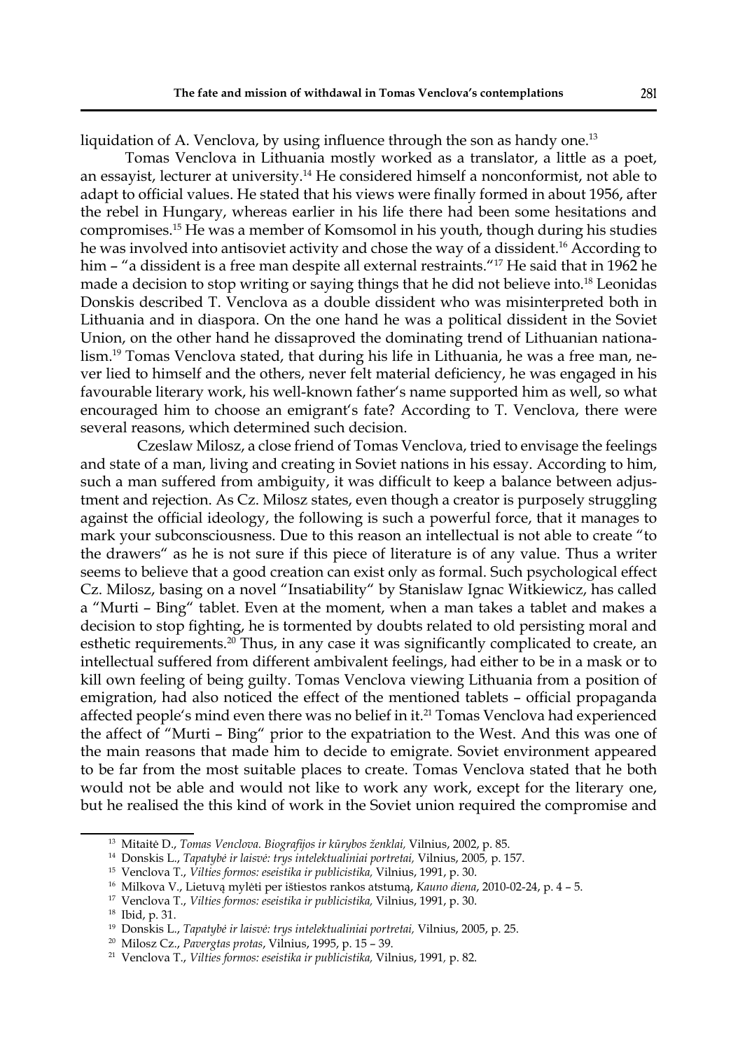liquidation of A. Venclova, by using influence through the son as handy one.[13]

Tomas Venclova in Lithuania mostly worked as a translator, a little as a poet, an essayist, lecturer at university.[14] He considered himself a nonconformist, not able to adapt to official values. He stated that his views were finally formed in about 1956, after the rebel in Hungary, whereas earlier in his life there had been some hesitations and compromises.[15] He was a member of Komsomol in his youth, though during his studies he was involved into antisoviet activity and chose the way of a dissident.[16] According to him – "a dissident is a free man despite all external restraints."[17] He said that in 1962 he made a decision to stop writing or saying things that he did not believe into.[18] Leonidas Donskis described T. Venclova as a double dissident who was misinterpreted both in Lithuania and in diaspora. On the one hand he was a political dissident in the Soviet Union, on the other hand he dissaproved the dominating trend of Lithuanian nationalism.[19] Tomas Venclova stated, that during his life in Lithuania, he was a free man, never lied to himself and the others, never felt material deficiency, he was engaged in his favourable literary work, his well-known father's name supported him as well, so what encouraged him to choose an emigrant's fate? According to T. Venclova, there were several reasons, which determined such decision.

Czeslaw Milosz, a close friend of Tomas Venclova, tried to envisage the feelings and state of a man, living and creating in Soviet nations in his essay. According to him, such a man suffered from ambiguity, it was difficult to keep a balance between adjustment and rejection. As Cz. Milosz states, even though a creator is purposely struggling against the official ideology, the following is such a powerful force, that it manages to mark your subconsciousness. Due to this reason an intellectual is not able to create "to the drawers" as he is not sure if this piece of literature is of any value. Thus a writer seems to believe that a good creation can exist only as formal. Such psychological effect Cz. Milosz, basing on a novel "Insatiability" by Stanislaw Ignac Witkiewicz, has called a "Murti – Bing" tablet. Even at the moment, when a man takes a tablet and makes a decision to stop fighting, he is tormented by doubts related to old persisting moral and esthetic requirements.[20] Thus, in any case it was significantly complicated to create, an intellectual suffered from different ambivalent feelings, had either to be in a mask or to kill own feeling of being guilty. Tomas Venclova viewing Lithuania from a position of emigration, had also noticed the effect of the mentioned tablets – official propaganda affected people's mind even there was no belief in it.[21] Tomas Venclova had experienced the affect of "Murti – Bing" prior to the expatriation to the West. And this was one of the main reasons that made him to decide to emigrate. Soviet environment appeared to be far from the most suitable places to create. Tomas Venclova stated that he both would not be able and would not like to work any work, except for the literary one, but he realised the this kind of work in the Soviet union required the compromise and

---

[13] Mitaitė D., *Tomas Venclova. Biografijos ir kūrybos ženklai,* Vilnius, 2002, p. 85.

[14] Donskis L., *Tapatybė ir laisvė: trys intelektualiniai portretai,* Vilnius, 2005, p. 157.

[15] Venclova T., *Vilties formos: eseistika ir publicistika,* Vilnius, 1991, p. 30.

[16] Milkova V., Lietuvą mylėti per ištiestos rankos atstumą, *Kauno diena*, 2010-02-24, p. 4 – 5.

[17] Venclova T., *Vilties formos: eseistika ir publicistika,* Vilnius, 1991, p. 30.

[18] Ibid, p. 31.

[19] Donskis L., *Tapatybė ir laisvė: trys intelektualiniai portretai,* Vilnius, 2005, p. 25.

[20] Milosz Cz., *Pavergtas protas*, Vilnius, 1995, p. 15 – 39.

[21] Venclova T., *Vilties formos: eseistika ir publicistika,* Vilnius, 1991, p. 82.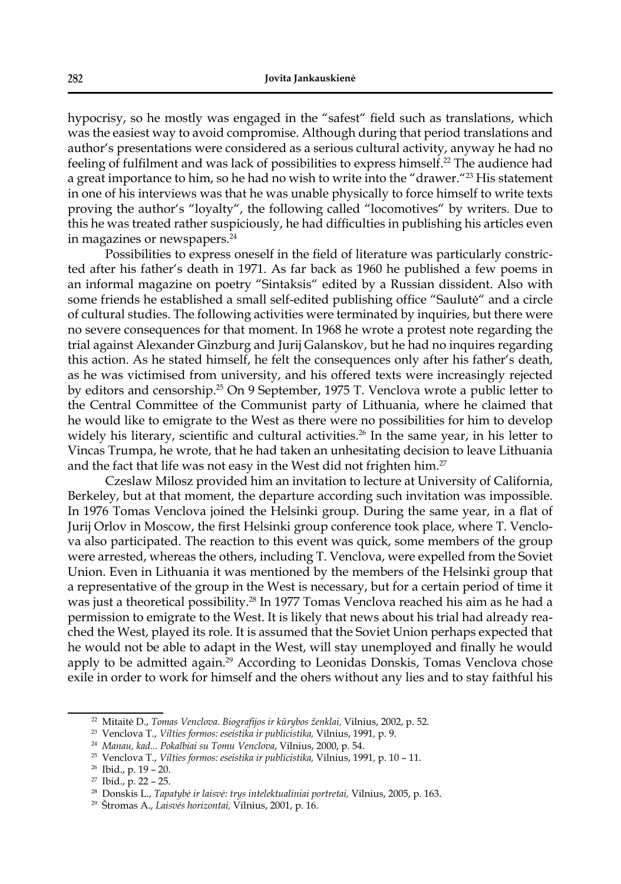hypocrisy, so he mostly was engaged in the "safest" field such as translations, which was the easiest way to avoid compromise. Although during that period translations and author's presentations were considered as a serious cultural activity, anyway he had no feeling of fulfilment and was lack of possibilities to express himself.[22] The audience had a great importance to him, so he had no wish to write into the "drawer."[23] His statement in one of his interviews was that he was unable physically to force himself to write texts proving the author's "loyalty", the following called "locomotives" by writers. Due to this he was treated rather suspiciously, he had difficulties in publishing his articles even in magazines or newspapers.[24]

Possibilities to express oneself in the field of literature was particularly constricted after his father's death in 1971. As far back as 1960 he published a few poems in an informal magazine on poetry "Sintaksis" edited by a Russian dissident. Also with some friends he established a small self-edited publishing office "Saulutė" and a circle of cultural studies. The following activities were terminated by inquiries, but there were no severe consequences for that moment. In 1968 he wrote a protest note regarding the trial against Alexander Ginzburg and Jurij Galanskov, but he had no inquires regarding this action. As he stated himself, he felt the consequences only after his father's death, as he was victimised from university, and his offered texts were increasingly rejected by editors and censorship.[25] On 9 September, 1975 T. Venclova wrote a public letter to the Central Committee of the Communist party of Lithuania, where he claimed that he would like to emigrate to the West as there were no possibilities for him to develop widely his literary, scientific and cultural activities.[26] In the same year, in his letter to Vincas Trumpa, he wrote, that he had taken an unhesitating decision to leave Lithuania and the fact that life was not easy in the West did not frighten him.[27]

Czeslaw Milosz provided him an invitation to lecture at University of California, Berkeley, but at that moment, the departure according such invitation was impossible. In 1976 Tomas Venclova joined the Helsinki group. During the same year, in a flat of Jurij Orlov in Moscow, the first Helsinki group conference took place, where T. Venclova also participated. The reaction to this event was quick, some members of the group were arrested, whereas the others, including T. Venclova, were expelled from the Soviet Union. Even in Lithuania it was mentioned by the members of the Helsinki group that a representative of the group in the West is necessary, but for a certain period of time it was just a theoretical possibility.[28] In 1977 Tomas Venclova reached his aim as he had a permission to emigrate to the West. It is likely that news about his trial had already reached the West, played its role. It is assumed that the Soviet Union perhaps expected that he would not be able to adapt in the West, will stay unemployed and finally he would apply to be admitted again.[29] According to Leonidas Donskis, Tomas Venclova chose exile in order to work for himself and the ohers without any lies and to stay faithful his

---

[22] Mitaitė D., *Tomas Venclova. Biografijos ir kūrybos ženklai,* Vilnius, 2002, p. 52.

[23] Venclova T., *Vilties formos: eseistika ir publicistika,* Vilnius, 1991, p. 9.

[24] *Manau, kad... Pokalbiai su Tomu Venclova*, Vilnius, 2000, p. 54.

[25] Venclova T., *Vilties formos: eseistika ir publicistika,* Vilnius, 1991, p. 10 – 11.

[26] Ibid., p. 19 – 20.

[27] Ibid., p. 22 – 25.

[28] Donskis L., *Tapatybė ir laisvė: trys intelektualiniai portretai,* Vilnius, 2005, p. 163.

[29] Štromas A., *Laisvės horizontai,* Vilnius, 2001, p. 16.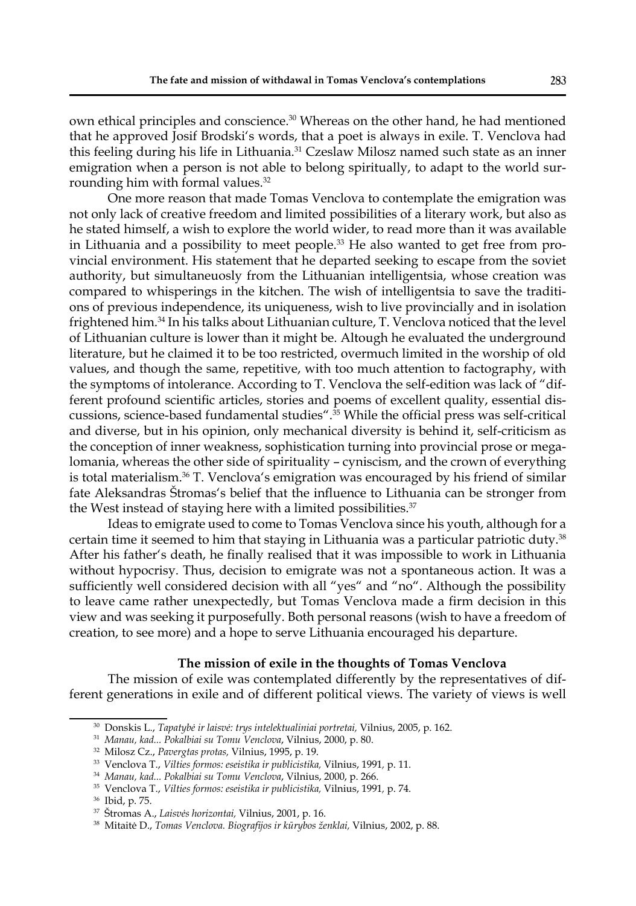own ethical principles and conscience.[30] Whereas on the other hand, he had mentioned that he approved Josif Brodski's words, that a poet is always in exile. T. Venclova had this feeling during his life in Lithuania.[31] Czeslaw Milosz named such state as an inner emigration when a person is not able to belong spiritually, to adapt to the world surrounding him with formal values.[32]

One more reason that made Tomas Venclova to contemplate the emigration was not only lack of creative freedom and limited possibilities of a literary work, but also as he stated himself, a wish to explore the world wider, to read more than it was available in Lithuania and a possibility to meet people.[33] He also wanted to get free from provincial environment. His statement that he departed seeking to escape from the soviet authority, but simultaneuosly from the Lithuanian intelligentsia, whose creation was compared to whisperings in the kitchen. The wish of intelligentsia to save the traditions of previous independence, its uniqueness, wish to live provincially and in isolation frightened him.[34] In his talks about Lithuanian culture, T. Venclova noticed that the level of Lithuanian culture is lower than it might be. Altough he evaluated the underground literature, but he claimed it to be too restricted, overmuch limited in the worship of old values, and though the same, repetitive, with too much attention to factography, with the symptoms of intolerance. According to T. Venclova the self-edition was lack of "different profound scientific articles, stories and poems of excellent quality, essential discussions, science-based fundamental studies".[35] While the official press was self-critical and diverse, but in his opinion, only mechanical diversity is behind it, self-criticism as the conception of inner weakness, sophistication turning into provincial prose or megalomania, whereas the other side of spirituality – cyniscism, and the crown of everything is total materialism.[36] T. Venclova's emigration was encouraged by his friend of similar fate Aleksandras Štromas's belief that the influence to Lithuania can be stronger from the West instead of staying here with a limited possibilities.[37]

Ideas to emigrate used to come to Tomas Venclova since his youth, although for a certain time it seemed to him that staying in Lithuania was a particular patriotic duty.[38] After his father's death, he finally realised that it was impossible to work in Lithuania without hypocrisy. Thus, decision to emigrate was not a spontaneous action. It was a sufficiently well considered decision with all "yes" and "no". Although the possibility to leave came rather unexpectedly, but Tomas Venclova made a firm decision in this view and was seeking it purposefully. Both personal reasons (wish to have a freedom of creation, to see more) and a hope to serve Lithuania encouraged his departure.

### The mission of exile in the thoughts of Tomas Venclova

The mission of exile was contemplated differently by the representatives of different generations in exile and of different political views. The variety of views is well

---

[30] Donskis L., *Tapatybė ir laisvė: trys intelektualiniai portretai,* Vilnius, 2005, p. 162.

[31] *Manau, kad... Pokalbiai su Tomu Venclova*, Vilnius, 2000, p. 80.

[32] Milosz Cz., *Pavergtas protas,* Vilnius, 1995, p. 19.

[33] Venclova T., *Vilties formos: eseistika ir publicistika,* Vilnius, 1991, p. 11.

[34] *Manau, kad... Pokalbiai su Tomu Venclova*, Vilnius, 2000, p. 266.

[35] Venclova T., *Vilties formos: eseistika ir publicistika,* Vilnius, 1991, p. 74.

[36] Ibid, p. 75.

[37] Štromas A., *Laisvės horizontai,* Vilnius, 2001, p. 16.

[38] Mitaitė D., *Tomas Venclova. Biografijos ir kūrybos ženklai,* Vilnius, 2002, p. 88.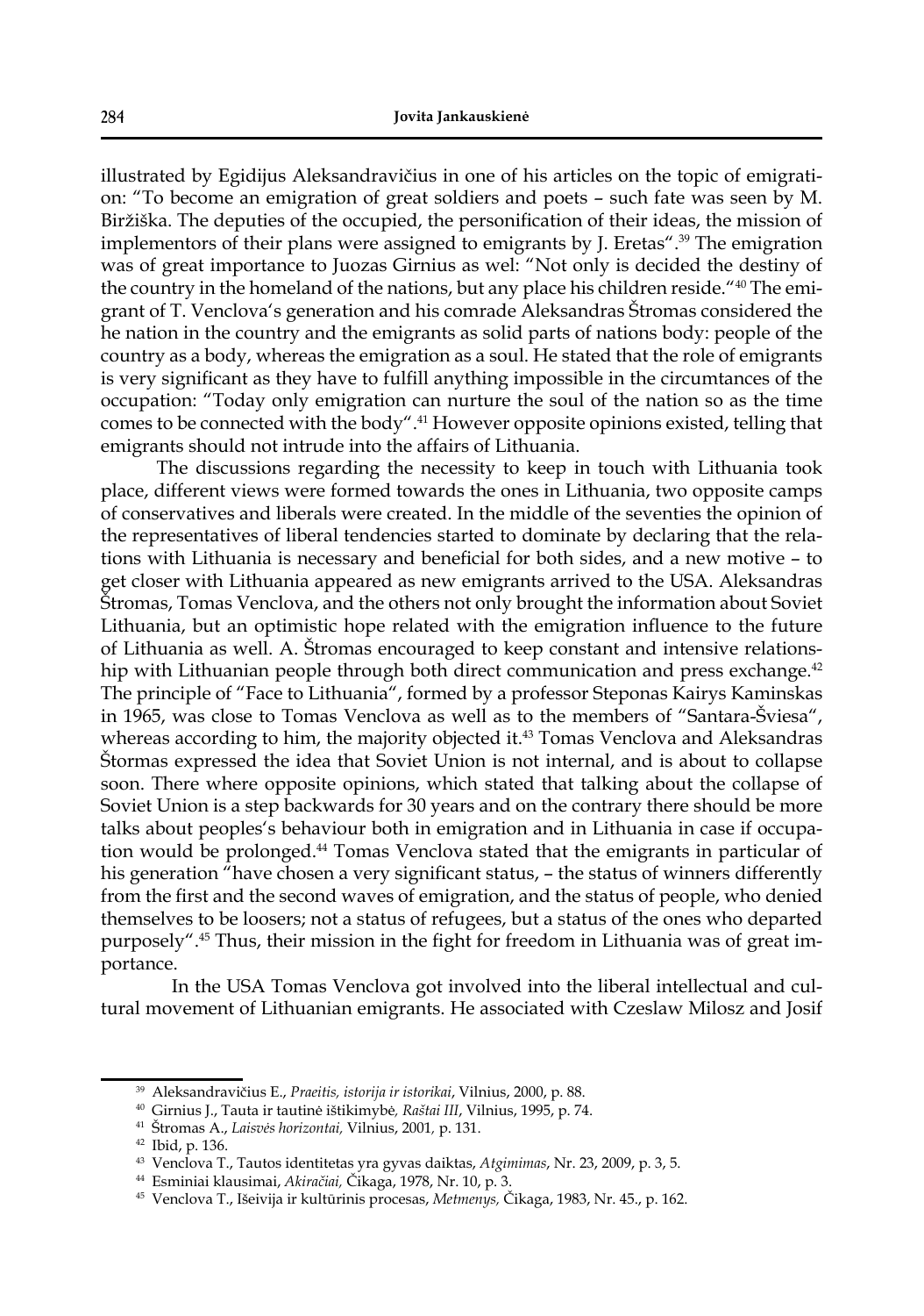illustrated by Egidijus Aleksandravičius in one of his articles on the topic of emigration: "To become an emigration of great soldiers and poets – such fate was seen by M. Biržiška. The deputies of the occupied, the personification of their ideas, the mission of implementors of their plans were assigned to emigrants by J. Eretas".[39] The emigration was of great importance to Juozas Girnius as wel: "Not only is decided the destiny of the country in the homeland of the nations, but any place his children reside."[40] The emigrant of T. Venclova's generation and his comrade Aleksandras Štromas considered the he nation in the country and the emigrants as solid parts of nations body: people of the country as a body, whereas the emigration as a soul. He stated that the role of emigrants is very significant as they have to fulfill anything impossible in the circumtances of the occupation: "Today only emigration can nurture the soul of the nation so as the time comes to be connected with the body".[41] However opposite opinions existed, telling that emigrants should not intrude into the affairs of Lithuania.

The discussions regarding the necessity to keep in touch with Lithuania took place, different views were formed towards the ones in Lithuania, two opposite camps of conservatives and liberals were created. In the middle of the seventies the opinion of the representatives of liberal tendencies started to dominate by declaring that the relations with Lithuania is necessary and beneficial for both sides, and a new motive – to get closer with Lithuania appeared as new emigrants arrived to the USA. Aleksandras Štromas, Tomas Venclova, and the others not only brought the information about Soviet Lithuania, but an optimistic hope related with the emigration influence to the future of Lithuania as well. A. Štromas encouraged to keep constant and intensive relationship with Lithuanian people through both direct communication and press exchange.[42] The principle of "Face to Lithuania", formed by a professor Steponas Kairys Kaminskas in 1965, was close to Tomas Venclova as well as to the members of "Santara-Šviesa", whereas according to him, the majority objected it.[43] Tomas Venclova and Aleksandras Štormas expressed the idea that Soviet Union is not internal, and is about to collapse soon. There where opposite opinions, which stated that talking about the collapse of Soviet Union is a step backwards for 30 years and on the contrary there should be more talks about peoples's behaviour both in emigration and in Lithuania in case if occupation would be prolonged.[44] Tomas Venclova stated that the emigrants in particular of his generation "have chosen a very significant status, – the status of winners differently from the first and the second waves of emigration, and the status of people, who denied themselves to be loosers; not a status of refugees, but a status of the ones who departed purposely".[45] Thus, their mission in the fight for freedom in Lithuania was of great importance.

In the USA Tomas Venclova got involved into the liberal intellectual and cultural movement of Lithuanian emigrants. He associated with Czeslaw Milosz and Josif

---

[39] Aleksandravičius E., *Praeitis, istorija ir istorikai*, Vilnius, 2000, p. 88.

[40] Girnius J., Tauta ir tautinė ištikimybė*, Raštai III*, Vilnius, 1995, p. 74.

[41] Štromas A., *Laisvės horizontai,* Vilnius, 2001*,* p. 131.

[42] Ibid, p. 136.

[43] Venclova T., Tautos identitetas yra gyvas daiktas, *Atgimimas*, Nr. 23, 2009, p. 3, 5.

[44] Esminiai klausimai, *Akiračiai,* Čikaga, 1978, Nr. 10, p. 3.

[45] Venclova T., Išeivija ir kultūrinis procesas, *Metmenys,* Čikaga, 1983, Nr. 45., p. 162.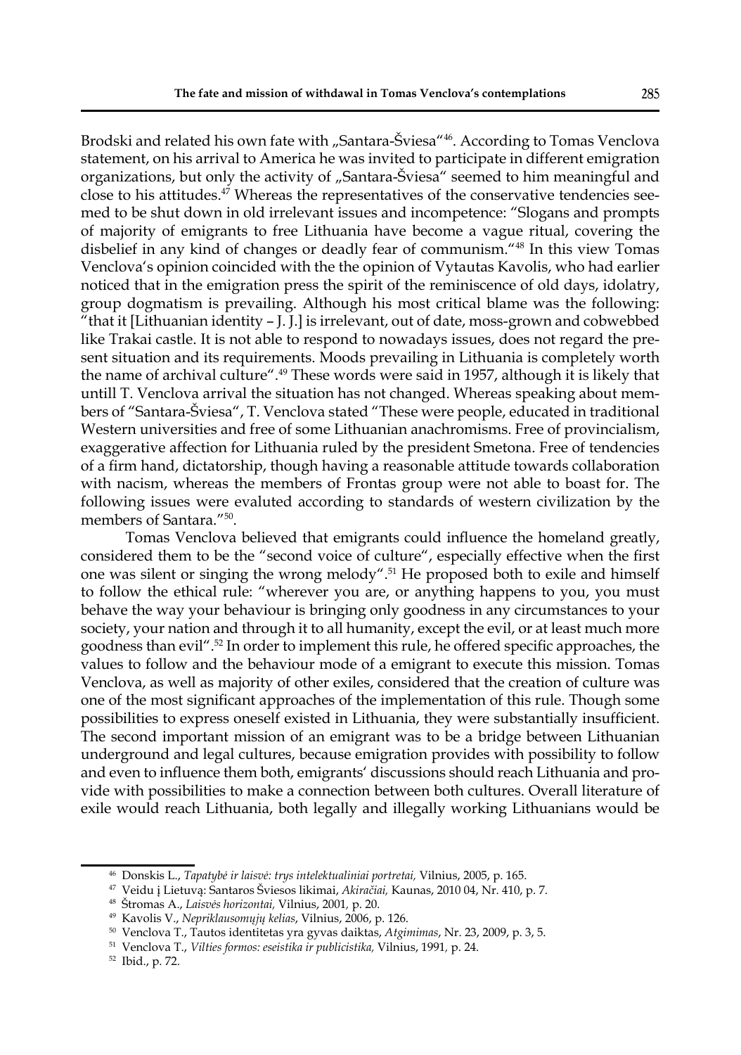Brodski and related his own fate with „Santara-Šviesa“[46]. According to Tomas Venclova statement, on his arrival to America he was invited to participate in different emigration organizations, but only the activity of „Santara-Šviesa“ seemed to him meaningful and close to his attitudes.[47] Whereas the representatives of the conservative tendencies seemed to be shut down in old irrelevant issues and incompetence: “Slogans and prompts of majority of emigrants to free Lithuania have become a vague ritual, covering the disbelief in any kind of changes or deadly fear of communism.“[48] In this view Tomas Venclova's opinion coincided with the the opinion of Vytautas Kavolis, who had earlier noticed that in the emigration press the spirit of the reminiscence of old days, idolatry, group dogmatism is prevailing. Although his most critical blame was the following: “that it [Lithuanian identity – J. J.] is irrelevant, out of date, moss-grown and cobwebbed like Trakai castle. It is not able to respond to nowadays issues, does not regard the present situation and its requirements. Moods prevailing in Lithuania is completely worth the name of archival culture“.[49] These words were said in 1957, although it is likely that untill T. Venclova arrival the situation has not changed. Whereas speaking about members of “Santara-Šviesa“, T. Venclova stated “These were people, educated in traditional Western universities and free of some Lithuanian anachromisms. Free of provincialism, exaggerative affection for Lithuania ruled by the president Smetona. Free of tendencies of a firm hand, dictatorship, though having a reasonable attitude towards collaboration with nacism, whereas the members of Frontas group were not able to boast for. The following issues were evaluted according to standards of western civilization by the members of Santara.”[50].

Tomas Venclova believed that emigrants could influence the homeland greatly, considered them to be the “second voice of culture“, especially effective when the first one was silent or singing the wrong melody“.[51] He proposed both to exile and himself to follow the ethical rule: “wherever you are, or anything happens to you, you must behave the way your behaviour is bringing only goodness in any circumstances to your society, your nation and through it to all humanity, except the evil, or at least much more goodness than evil“.[52] In order to implement this rule, he offered specific approaches, the values to follow and the behaviour mode of a emigrant to execute this mission. Tomas Venclova, as well as majority of other exiles, considered that the creation of culture was one of the most significant approaches of the implementation of this rule. Though some possibilities to express oneself existed in Lithuania, they were substantially insufficient. The second important mission of an emigrant was to be a bridge between Lithuanian underground and legal cultures, because emigration provides with possibility to follow and even to influence them both, emigrants' discussions should reach Lithuania and provide with possibilities to make a connection between both cultures. Overall literature of exile would reach Lithuania, both legally and illegally working Lithuanians would be

---

[46] Donskis L., *Tapatybė ir laisvė: trys intelektualiniai portretai,* Vilnius, 2005, p. 165.

[47] Veidu į Lietuvą: Santaros Šviesos likimai, *Akiračiai,* Kaunas, 2010 04, Nr. 410, p. 7.

[48] Štromas A., *Laisvės horizontai,* Vilnius, 2001, p. 20.

[49] Kavolis V., *Nepriklausomųjų kelias*, Vilnius, 2006, p. 126.

[50] Venclova T., Tautos identitetas yra gyvas daiktas, *Atgimimas*, Nr. 23, 2009, p. 3, 5.

[51] Venclova T., *Vilties formos: eseistika ir publicistika,* Vilnius, 1991, p. 24.

[52] Ibid., p. 72.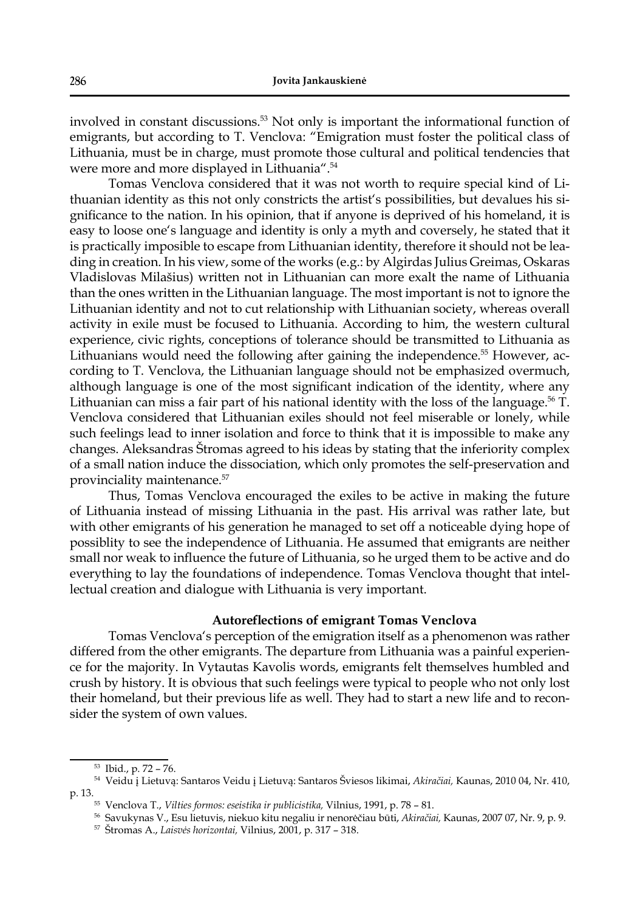involved in constant discussions.[53] Not only is important the informational function of emigrants, but according to T. Venclova: "Emigration must foster the political class of Lithuania, must be in charge, must promote those cultural and political tendencies that were more and more displayed in Lithuania".[54]

Tomas Venclova considered that it was not worth to require special kind of Lithuanian identity as this not only constricts the artist's possibilities, but devalues his significance to the nation. In his opinion, that if anyone is deprived of his homeland, it is easy to loose one's language and identity is only a myth and coversely, he stated that it is practically imposible to escape from Lithuanian identity, therefore it should not be leading in creation. In his view, some of the works (e.g.: by Algirdas Julius Greimas, Oskaras Vladislovas Milašius) written not in Lithuanian can more exalt the name of Lithuania than the ones written in the Lithuanian language. The most important is not to ignore the Lithuanian identity and not to cut relationship with Lithuanian society, whereas overall activity in exile must be focused to Lithuania. According to him, the western cultural experience, civic rights, conceptions of tolerance should be transmitted to Lithuania as Lithuanians would need the following after gaining the independence.[55] However, according to T. Venclova, the Lithuanian language should not be emphasized overmuch, although language is one of the most significant indication of the identity, where any Lithuanian can miss a fair part of his national identity with the loss of the language.[56] T. Venclova considered that Lithuanian exiles should not feel miserable or lonely, while such feelings lead to inner isolation and force to think that it is impossible to make any changes. Aleksandras Štromas agreed to his ideas by stating that the inferiority complex of a small nation induce the dissociation, which only promotes the self-preservation and provinciality maintenance.[57]

Thus, Tomas Venclova encouraged the exiles to be active in making the future of Lithuania instead of missing Lithuania in the past. His arrival was rather late, but with other emigrants of his generation he managed to set off a noticeable dying hope of possiblity to see the independence of Lithuania. He assumed that emigrants are neither small nor weak to influence the future of Lithuania, so he urged them to be active and do everything to lay the foundations of independence. Tomas Venclova thought that intellectual creation and dialogue with Lithuania is very important.

### Autoreflections of emigrant Tomas Venclova

Tomas Venclova's perception of the emigration itself as a phenomenon was rather differed from the other emigrants. The departure from Lithuania was a painful experience for the majority. In Vytautas Kavolis words, emigrants felt themselves humbled and crush by history. It is obvious that such feelings were typical to people who not only lost their homeland, but their previous life as well. They had to start a new life and to reconsider the system of own values.

---

[53] Ibid., p. 72 – 76.

[54] Veidu į Lietuvą: Santaros Veidu į Lietuvą: Santaros Šviesos likimai, *Akiračiai,* Kaunas, 2010 04, Nr. 410, p. 13.

[55] Venclova T., *Vilties formos: eseistika ir publicistika,* Vilnius, 1991, p. 78 – 81.

[56] Savukynas V., Esu lietuvis, niekuo kitu negaliu ir nenorėčiau būti, *Akiračiai,* Kaunas, 2007 07, Nr. 9, p. 9.

[57] Štromas A., *Laisvės horizontai,* Vilnius, 2001, p. 317 – 318.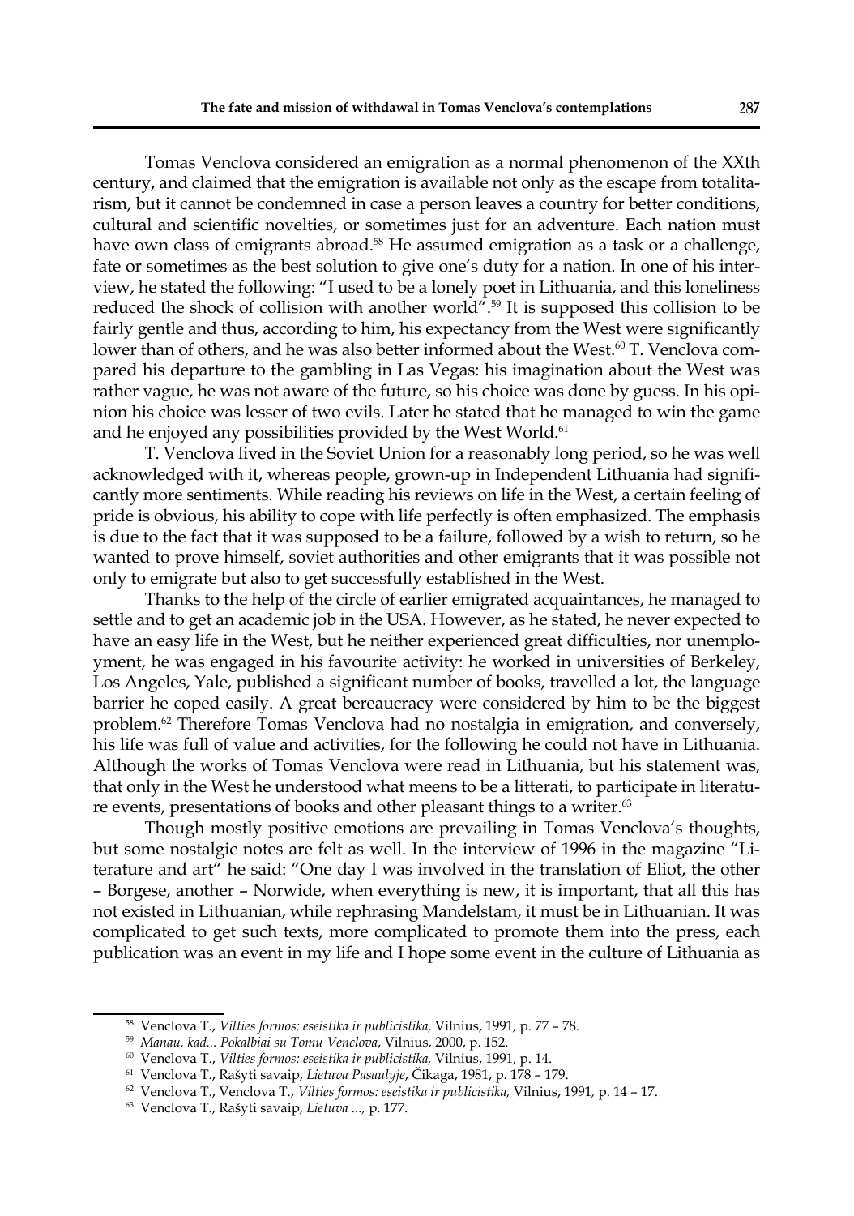Tomas Venclova considered an emigration as a normal phenomenon of the XXth century, and claimed that the emigration is available not only as the escape from totalitarism, but it cannot be condemned in case a person leaves a country for better conditions, cultural and scientific novelties, or sometimes just for an adventure. Each nation must have own class of emigrants abroad.[58] He assumed emigration as a task or a challenge, fate or sometimes as the best solution to give one's duty for a nation. In one of his interview, he stated the following: "I used to be a lonely poet in Lithuania, and this loneliness reduced the shock of collision with another world".[59] It is supposed this collision to be fairly gentle and thus, according to him, his expectancy from the West were significantly lower than of others, and he was also better informed about the West.[60] T. Venclova compared his departure to the gambling in Las Vegas: his imagination about the West was rather vague, he was not aware of the future, so his choice was done by guess. In his opinion his choice was lesser of two evils. Later he stated that he managed to win the game and he enjoyed any possibilities provided by the West World.[61]

T. Venclova lived in the Soviet Union for a reasonably long period, so he was well acknowledged with it, whereas people, grown-up in Independent Lithuania had significantly more sentiments. While reading his reviews on life in the West, a certain feeling of pride is obvious, his ability to cope with life perfectly is often emphasized. The emphasis is due to the fact that it was supposed to be a failure, followed by a wish to return, so he wanted to prove himself, soviet authorities and other emigrants that it was possible not only to emigrate but also to get successfully established in the West.

Thanks to the help of the circle of earlier emigrated acquaintances, he managed to settle and to get an academic job in the USA. However, as he stated, he never expected to have an easy life in the West, but he neither experienced great difficulties, nor unemployment, he was engaged in his favourite activity: he worked in universities of Berkeley, Los Angeles, Yale, published a significant number of books, travelled a lot, the language barrier he coped easily. A great bereaucracy were considered by him to be the biggest problem.[62] Therefore Tomas Venclova had no nostalgia in emigration, and conversely, his life was full of value and activities, for the following he could not have in Lithuania. Although the works of Tomas Venclova were read in Lithuania, but his statement was, that only in the West he understood what meens to be a litterati, to participate in literature events, presentations of books and other pleasant things to a writer.[63]

Though mostly positive emotions are prevailing in Tomas Venclova's thoughts, but some nostalgic notes are felt as well. In the interview of 1996 in the magazine "Literature and art" he said: "One day I was involved in the translation of Eliot, the other – Borgese, another – Norwide, when everything is new, it is important, that all this has not existed in Lithuanian, while rephrasing Mandelstam, it must be in Lithuanian. It was complicated to get such texts, more complicated to promote them into the press, each publication was an event in my life and I hope some event in the culture of Lithuania as

---

[58] Venclova T., *Vilties formos: eseistika ir publicistika,* Vilnius, 1991*,* p. 77 – 78.

[59] *Manau, kad... Pokalbiai su Tomu Venclova*, Vilnius, 2000, p. 152.

[60] Venclova T., *Vilties formos: eseistika ir publicistika,* Vilnius, 1991*,* p. 14.

[61] Venclova T., Rašyti savaip, *Lietuva Pasaulyje*, Čikaga, 1981, p. 178 – 179.

[62] Venclova T., Venclova T., *Vilties formos: eseistika ir publicistika,* Vilnius, 1991*,* p. 14 – 17.

[63] Venclova T., Rašyti savaip, *Lietuva ...,* p. 177.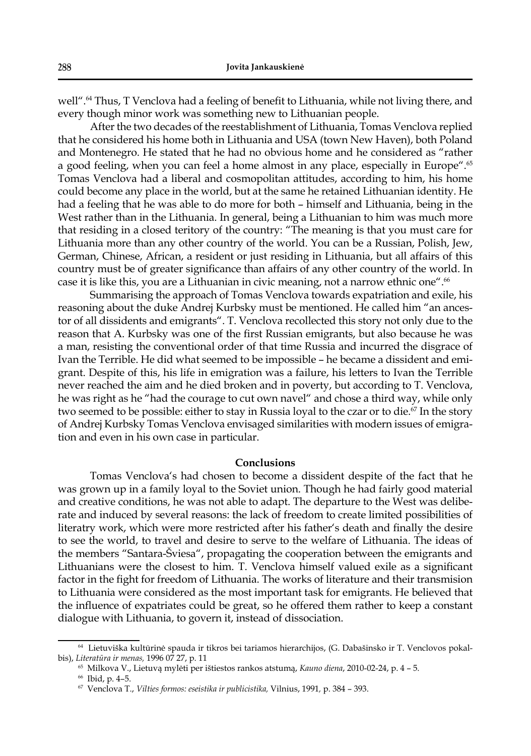well".[64] Thus, T Venclova had a feeling of benefit to Lithuania, while not living there, and every though minor work was something new to Lithuanian people.

After the two decades of the reestablishment of Lithuania, Tomas Venclova replied that he considered his home both in Lithuania and USA (town New Haven), both Poland and Montenegro. He stated that he had no obvious home and he considered as "rather a good feeling, when you can feel a home almost in any place, especially in Europe".[65] Tomas Venclova had a liberal and cosmopolitan attitudes, according to him, his home could become any place in the world, but at the same he retained Lithuanian identity. He had a feeling that he was able to do more for both – himself and Lithuania, being in the West rather than in the Lithuania. In general, being a Lithuanian to him was much more that residing in a closed teritory of the country: "The meaning is that you must care for Lithuania more than any other country of the world. You can be a Russian, Polish, Jew, German, Chinese, African, a resident or just residing in Lithuania, but all affairs of this country must be of greater significance than affairs of any other country of the world. In case it is like this, you are a Lithuanian in civic meaning, not a narrow ethnic one".[66]

Summarising the approach of Tomas Venclova towards expatriation and exile, his reasoning about the duke Andrej Kurbsky must be mentioned. He called him "an ancestor of all dissidents and emigrants". T. Venclova recollected this story not only due to the reason that A. Kurbsky was one of the first Russian emigrants, but also because he was a man, resisting the conventional order of that time Russia and incurred the disgrace of Ivan the Terrible. He did what seemed to be impossible – he became a dissident and emigrant. Despite of this, his life in emigration was a failure, his letters to Ivan the Terrible never reached the aim and he died broken and in poverty, but according to T. Venclova, he was right as he "had the courage to cut own navel" and chose a third way, while only two seemed to be possible: either to stay in Russia loyal to the czar or to die.[67] In the story of Andrej Kurbsky Tomas Venclova envisaged similarities with modern issues of emigration and even in his own case in particular.

## Conclusions

Tomas Venclova's had chosen to become a dissident despite of the fact that he was grown up in a family loyal to the Soviet union. Though he had fairly good material and creative conditions, he was not able to adapt. The departure to the West was deliberate and induced by several reasons: the lack of freedom to create limited possibilities of literatry work, which were more restricted after his father's death and finally the desire to see the world, to travel and desire to serve to the welfare of Lithuania. The ideas of the members "Santara-Šviesa", propagating the cooperation between the emigrants and Lithuanians were the closest to him. T. Venclova himself valued exile as a significant factor in the fight for freedom of Lithuania. The works of literature and their transmision to Lithuania were considered as the most important task for emigrants. He believed that the influence of expatriates could be great, so he offered them rather to keep a constant dialogue with Lithuania, to govern it, instead of dissociation.

---

[64] Lietuviška kultūrinė spauda ir tikros bei tariamos hierarchijos, (G. Dabašinsko ir T. Venclovos pokalbis), *Literatūra ir menas,* 1996 07 27, p. 11

[65] Milkova V., Lietuvą mylėti per ištiestos rankos atstumą, *Kauno diena*, 2010-02-24, p. 4 – 5.

[66] Ibid, p. 4–5.

[67] Venclova T., *Vilties formos: eseistika ir publicistika,* Vilnius, 1991*,* p. 384 – 393.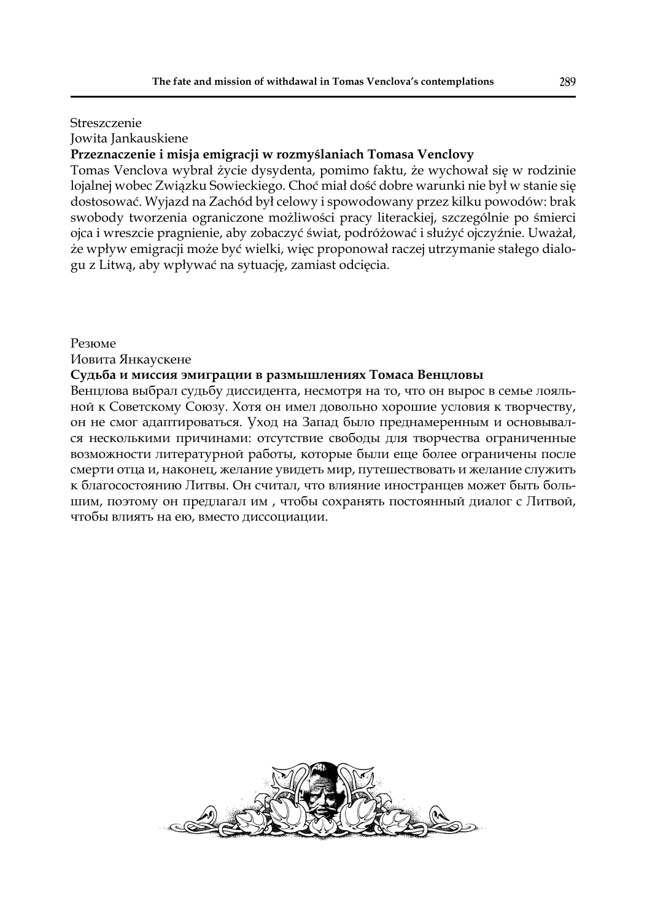Streszczenie

Jowita Jankauskiene

**Przeznaczenie i misja emigracji w rozmyślaniach Tomasa Venclovy**

Tomas Venclova wybrał życie dysydenta, pomimo faktu, że wychował się w rodzinie lojalnej wobec Związku Sowieckiego. Choć miał dość dobre warunki nie był w stanie się dostosować. Wyjazd na Zachód był celowy i spowodowany przez kilku powodów: brak swobody tworzenia ograniczone możliwości pracy literackiej, szczególnie po śmierci ojca i wreszcie pragnienie, aby zobaczyć świat, podróżować i służyć ojczyźnie. Uważał, że wpływ emigracji może być wielki, więc proponował raczej utrzymanie stałego dialogu z Litwą, aby wpływać na sytuację, zamiast odcięcia.

Резюме

Иовита Янкаускене

**Судьба и миссия эмиграции в размышлениях Томаса Венцловы**

Венцлова выбрал судьбу диссидента, несмотря на то, что он вырос в семье лояльной к Советскому Союзу. Хотя он имел довольно хорошие условия к творчеству, он не смог адаптироваться. Уход на Запад было преднамеренным и основывался несколькими причинами: отсутствие свободы для творчества ограниченные возможности литературной работы, которые были еще более ограничены после смерти отца и, наконец, желание увидеть мир, путешествовать и желание служить к благосостоянию Литвы. Он считал, что влияние иностранцев может быть большим, поэтому он предлагал им , чтобы сохранять постоянный диалог с Литвой, чтобы влиять на ею, вместо диссоциации.